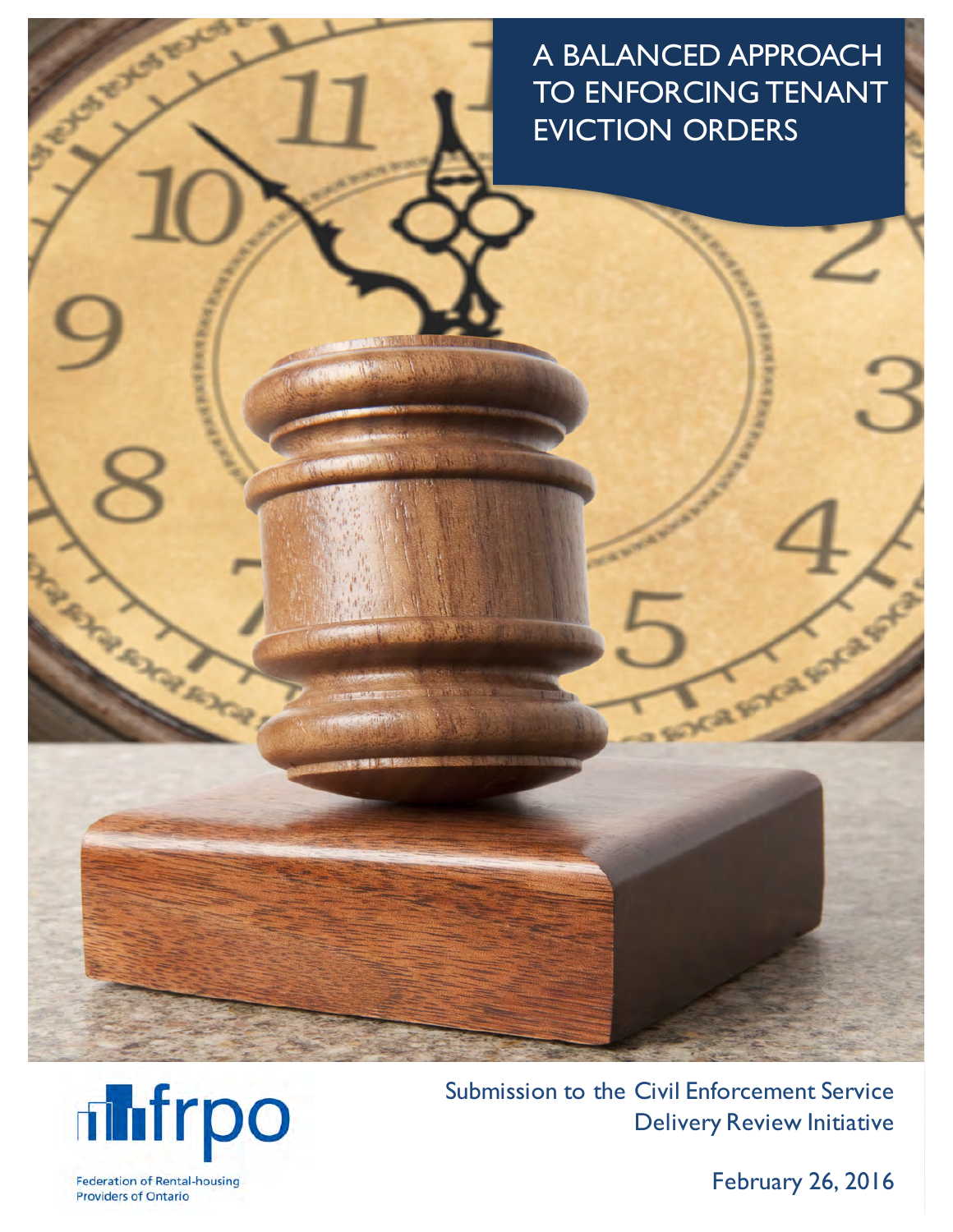# A BALANCED APPROACH TO ENFORCING TENANT EVICTION ORDERS

frpo

Federation of Rental-housing Providers of Ontario

Submission to the Civil Enforcement Service Delivery Review Initiative

February 26, 2016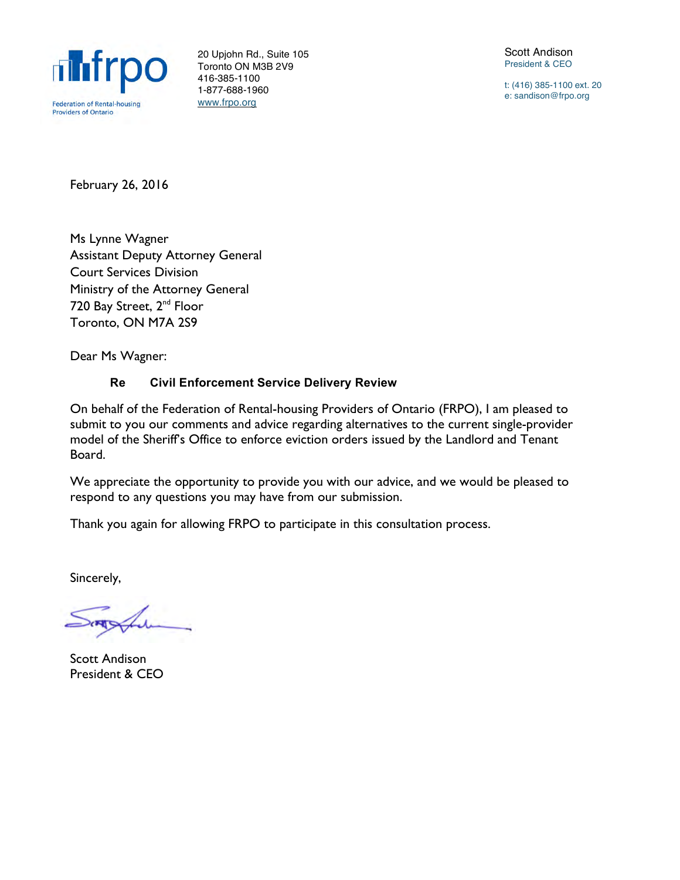Federation of Rental-housing Providers of Ontario

20 Upjohn Rd., Suite 105
Toronto ON M3B 2V9
416-385-1100
1-877-688-1960
www.frpo.org

Scott Andison
President & CEO

t: (416) 385-1100 ext. 20
e: sandison@frpo.org

February 26, 2016

Ms Lynne Wagner
Assistant Deputy Attorney General
Court Services Division
Ministry of the Attorney General
720 Bay Street, 2nd Floor
Toronto, ON M7A 2S9

Dear Ms Wagner:

**Re Civil Enforcement Service Delivery Review**

On behalf of the Federation of Rental-housing Providers of Ontario (FRPO), I am pleased to submit to you our comments and advice regarding alternatives to the current single-provider model of the Sheriff's Office to enforce eviction orders issued by the Landlord and Tenant Board.

We appreciate the opportunity to provide you with our advice, and we would be pleased to respond to any questions you may have from our submission.

Thank you again for allowing FRPO to participate in this consultation process.

Sincerely,

Scott Andison
President & CEO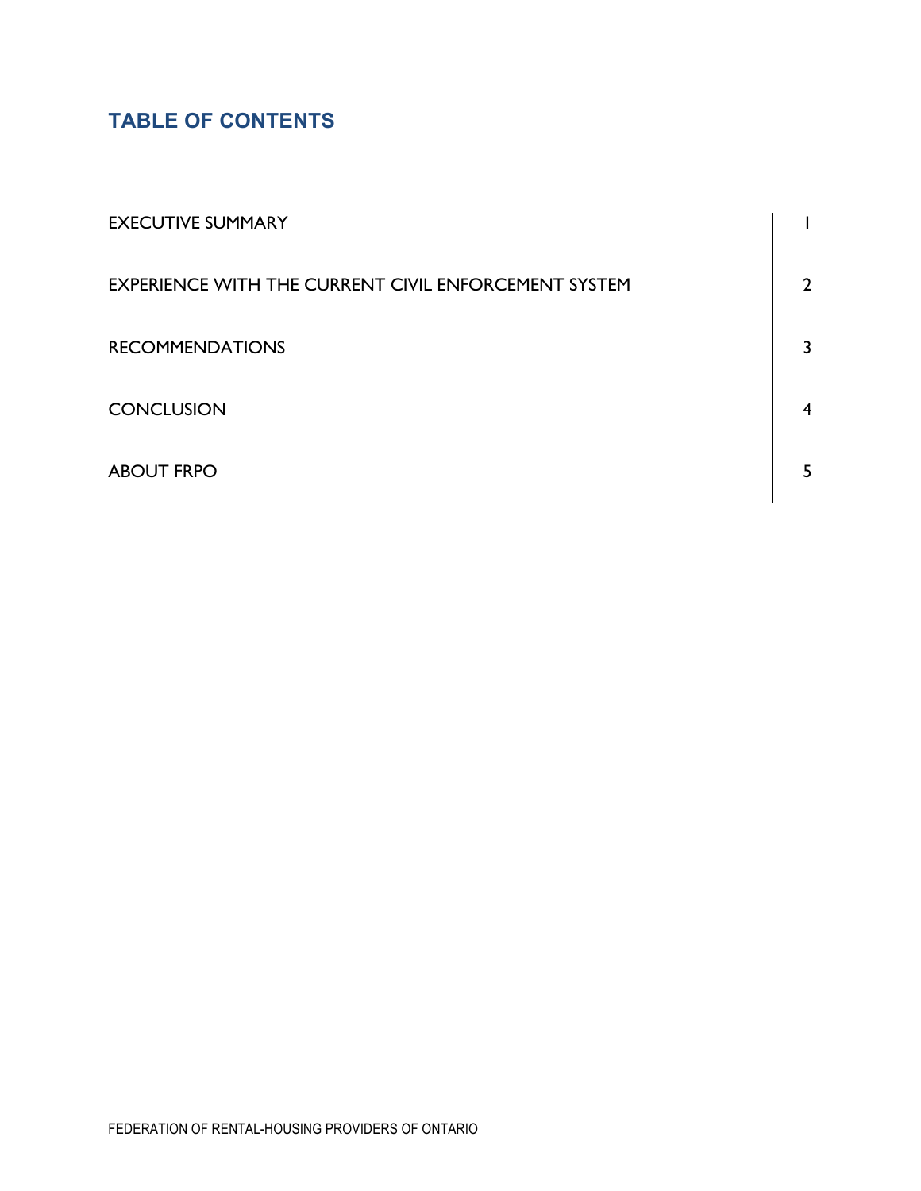## TABLE OF CONTENTS

| | |
|---|---|
| EXECUTIVE SUMMARY | 1 |
| EXPERIENCE WITH THE CURRENT CIVIL ENFORCEMENT SYSTEM | 2 |
| RECOMMENDATIONS | 3 |
| CONCLUSION | 4 |
| ABOUT FRPO | 5 |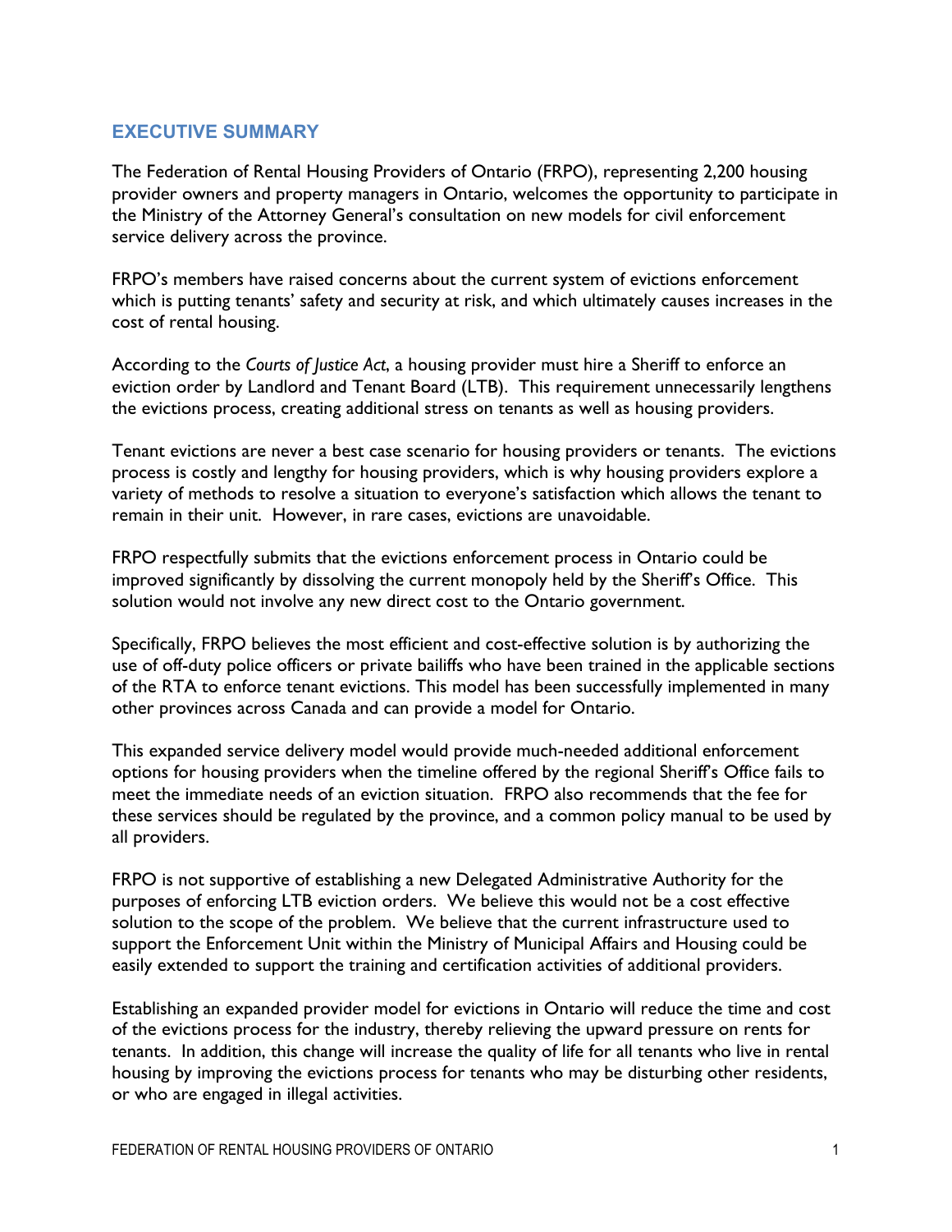## EXECUTIVE SUMMARY

The Federation of Rental Housing Providers of Ontario (FRPO), representing 2,200 housing provider owners and property managers in Ontario, welcomes the opportunity to participate in the Ministry of the Attorney General's consultation on new models for civil enforcement service delivery across the province.

FRPO's members have raised concerns about the current system of evictions enforcement which is putting tenants' safety and security at risk, and which ultimately causes increases in the cost of rental housing.

According to the *Courts of Justice Act*, a housing provider must hire a Sheriff to enforce an eviction order by Landlord and Tenant Board (LTB). This requirement unnecessarily lengthens the evictions process, creating additional stress on tenants as well as housing providers.

Tenant evictions are never a best case scenario for housing providers or tenants. The evictions process is costly and lengthy for housing providers, which is why housing providers explore a variety of methods to resolve a situation to everyone's satisfaction which allows the tenant to remain in their unit. However, in rare cases, evictions are unavoidable.

FRPO respectfully submits that the evictions enforcement process in Ontario could be improved significantly by dissolving the current monopoly held by the Sheriff's Office. This solution would not involve any new direct cost to the Ontario government.

Specifically, FRPO believes the most efficient and cost-effective solution is by authorizing the use of off-duty police officers or private bailiffs who have been trained in the applicable sections of the RTA to enforce tenant evictions. This model has been successfully implemented in many other provinces across Canada and can provide a model for Ontario.

This expanded service delivery model would provide much-needed additional enforcement options for housing providers when the timeline offered by the regional Sheriff's Office fails to meet the immediate needs of an eviction situation. FRPO also recommends that the fee for these services should be regulated by the province, and a common policy manual to be used by all providers.

FRPO is not supportive of establishing a new Delegated Administrative Authority for the purposes of enforcing LTB eviction orders. We believe this would not be a cost effective solution to the scope of the problem. We believe that the current infrastructure used to support the Enforcement Unit within the Ministry of Municipal Affairs and Housing could be easily extended to support the training and certification activities of additional providers.

Establishing an expanded provider model for evictions in Ontario will reduce the time and cost of the evictions process for the industry, thereby relieving the upward pressure on rents for tenants. In addition, this change will increase the quality of life for all tenants who live in rental housing by improving the evictions process for tenants who may be disturbing other residents, or who are engaged in illegal activities.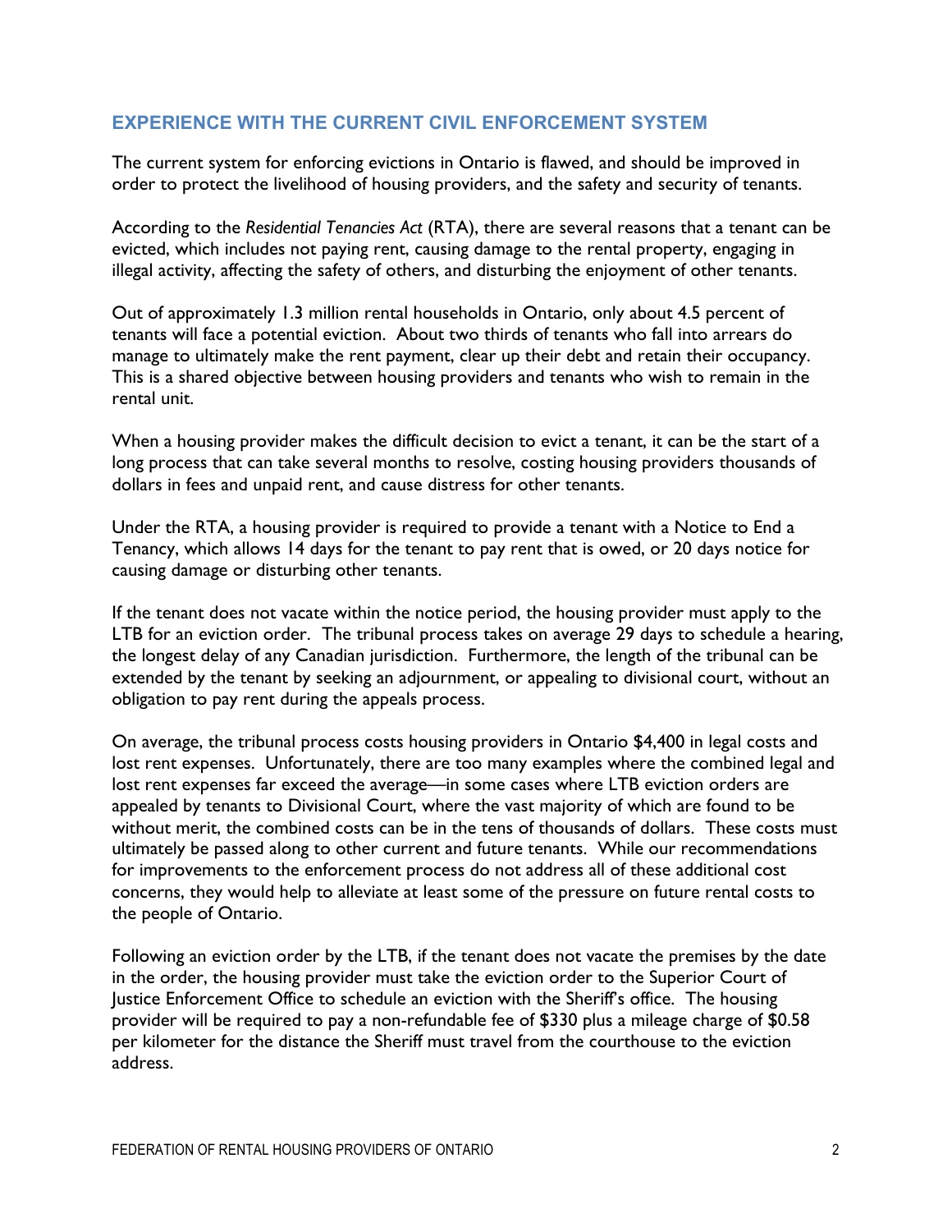## EXPERIENCE WITH THE CURRENT CIVIL ENFORCEMENT SYSTEM

The current system for enforcing evictions in Ontario is flawed, and should be improved in order to protect the livelihood of housing providers, and the safety and security of tenants.

According to the *Residential Tenancies Act* (RTA), there are several reasons that a tenant can be evicted, which includes not paying rent, causing damage to the rental property, engaging in illegal activity, affecting the safety of others, and disturbing the enjoyment of other tenants.

Out of approximately 1.3 million rental households in Ontario, only about 4.5 percent of tenants will face a potential eviction. About two thirds of tenants who fall into arrears do manage to ultimately make the rent payment, clear up their debt and retain their occupancy. This is a shared objective between housing providers and tenants who wish to remain in the rental unit.

When a housing provider makes the difficult decision to evict a tenant, it can be the start of a long process that can take several months to resolve, costing housing providers thousands of dollars in fees and unpaid rent, and cause distress for other tenants.

Under the RTA, a housing provider is required to provide a tenant with a Notice to End a Tenancy, which allows 14 days for the tenant to pay rent that is owed, or 20 days notice for causing damage or disturbing other tenants.

If the tenant does not vacate within the notice period, the housing provider must apply to the LTB for an eviction order. The tribunal process takes on average 29 days to schedule a hearing, the longest delay of any Canadian jurisdiction. Furthermore, the length of the tribunal can be extended by the tenant by seeking an adjournment, or appealing to divisional court, without an obligation to pay rent during the appeals process.

On average, the tribunal process costs housing providers in Ontario $4,400 in legal costs and lost rent expenses. Unfortunately, there are too many examples where the combined legal and lost rent expenses far exceed the average—in some cases where LTB eviction orders are appealed by tenants to Divisional Court, where the vast majority of which are found to be without merit, the combined costs can be in the tens of thousands of dollars. These costs must ultimately be passed along to other current and future tenants. While our recommendations for improvements to the enforcement process do not address all of these additional cost concerns, they would help to alleviate at least some of the pressure on future rental costs to the people of Ontario.

Following an eviction order by the LTB, if the tenant does not vacate the premises by the date in the order, the housing provider must take the eviction order to the Superior Court of Justice Enforcement Office to schedule an eviction with the Sheriff's office. The housing provider will be required to pay a non-refundable fee of $330 plus a mileage charge of $0.58 per kilometer for the distance the Sheriff must travel from the courthouse to the eviction address.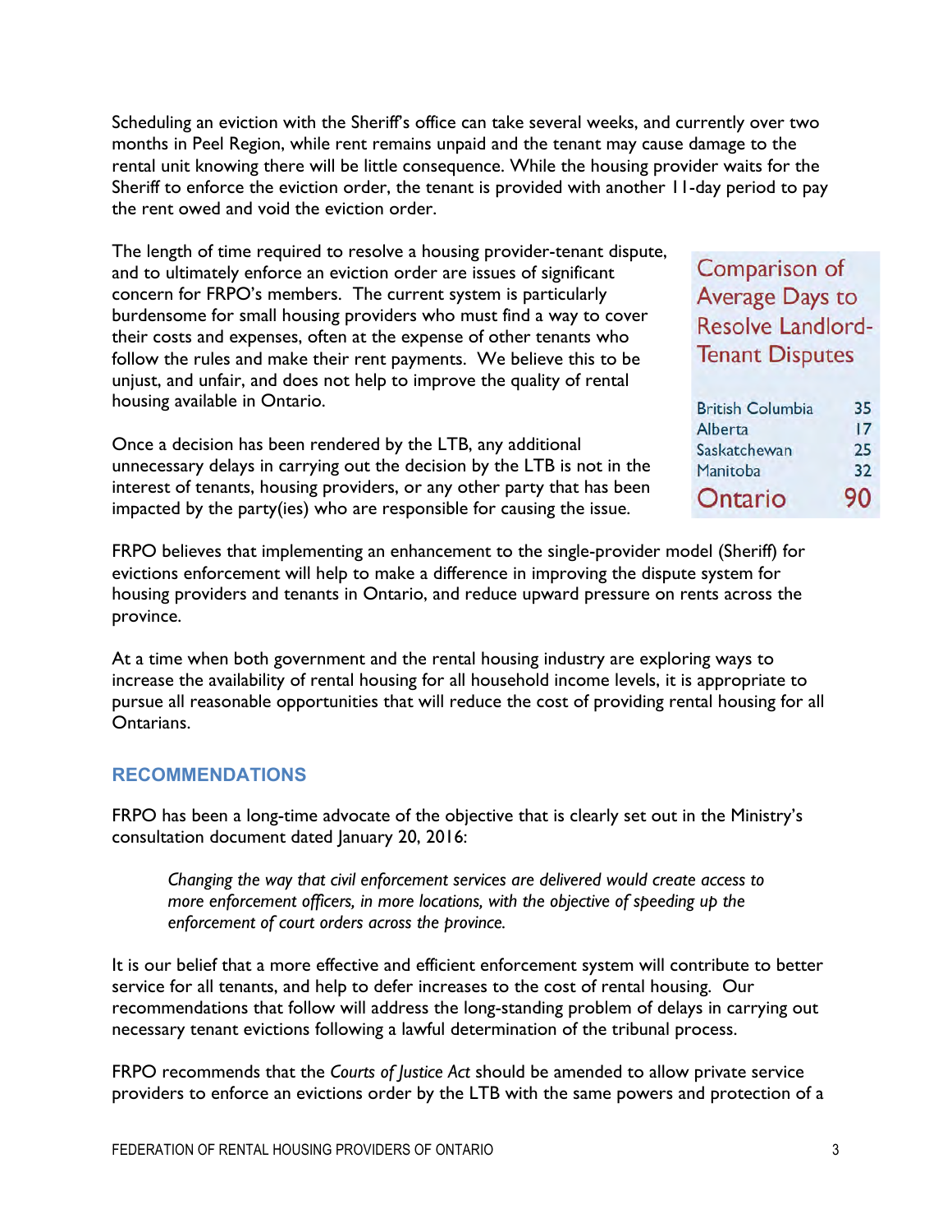Scheduling an eviction with the Sheriff's office can take several weeks, and currently over two months in Peel Region, while rent remains unpaid and the tenant may cause damage to the rental unit knowing there will be little consequence. While the housing provider waits for the Sheriff to enforce the eviction order, the tenant is provided with another 11-day period to pay the rent owed and void the eviction order.

The length of time required to resolve a housing provider-tenant dispute, and to ultimately enforce an eviction order are issues of significant concern for FRPO's members. The current system is particularly burdensome for small housing providers who must find a way to cover their costs and expenses, often at the expense of other tenants who follow the rules and make their rent payments. We believe this to be unjust, and unfair, and does not help to improve the quality of rental housing available in Ontario.

Once a decision has been rendered by the LTB, any additional unnecessary delays in carrying out the decision by the LTB is not in the interest of tenants, housing providers, or any other party that has been impacted by the party(ies) who are responsible for causing the issue.

**Comparison of Average Days to Resolve Landlord-Tenant Disputes**

| Province | Days |
|---|---|
| British Columbia | 35 |
| Alberta | 17 |
| Saskatchewan | 25 |
| Manitoba | 32 |
| **Ontario** | **90** |

FRPO believes that implementing an enhancement to the single-provider model (Sheriff) for evictions enforcement will help to make a difference in improving the dispute system for housing providers and tenants in Ontario, and reduce upward pressure on rents across the province.

At a time when both government and the rental housing industry are exploring ways to increase the availability of rental housing for all household income levels, it is appropriate to pursue all reasonable opportunities that will reduce the cost of providing rental housing for all Ontarians.

## RECOMMENDATIONS

FRPO has been a long-time advocate of the objective that is clearly set out in the Ministry's consultation document dated January 20, 2016:

> *Changing the way that civil enforcement services are delivered would create access to more enforcement officers, in more locations, with the objective of speeding up the enforcement of court orders across the province.*

It is our belief that a more effective and efficient enforcement system will contribute to better service for all tenants, and help to defer increases to the cost of rental housing. Our recommendations that follow will address the long-standing problem of delays in carrying out necessary tenant evictions following a lawful determination of the tribunal process.

FRPO recommends that the *Courts of Justice Act* should be amended to allow private service providers to enforce an evictions order by the LTB with the same powers and protection of a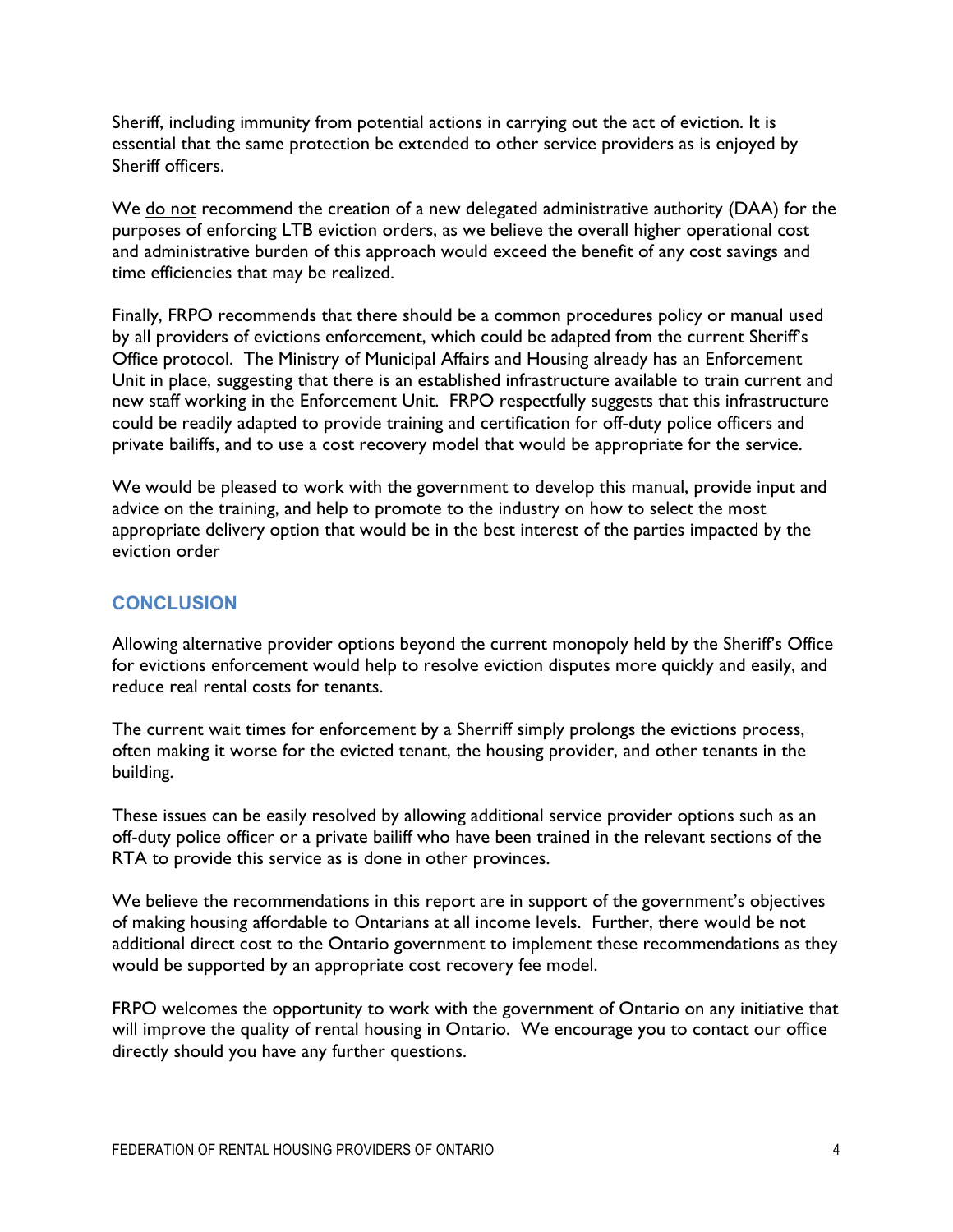Sheriff, including immunity from potential actions in carrying out the act of eviction. It is essential that the same protection be extended to other service providers as is enjoyed by Sheriff officers.

We do not recommend the creation of a new delegated administrative authority (DAA) for the purposes of enforcing LTB eviction orders, as we believe the overall higher operational cost and administrative burden of this approach would exceed the benefit of any cost savings and time efficiencies that may be realized.

Finally, FRPO recommends that there should be a common procedures policy or manual used by all providers of evictions enforcement, which could be adapted from the current Sheriff's Office protocol. The Ministry of Municipal Affairs and Housing already has an Enforcement Unit in place, suggesting that there is an established infrastructure available to train current and new staff working in the Enforcement Unit. FRPO respectfully suggests that this infrastructure could be readily adapted to provide training and certification for off-duty police officers and private bailiffs, and to use a cost recovery model that would be appropriate for the service.

We would be pleased to work with the government to develop this manual, provide input and advice on the training, and help to promote to the industry on how to select the most appropriate delivery option that would be in the best interest of the parties impacted by the eviction order

## CONCLUSION

Allowing alternative provider options beyond the current monopoly held by the Sheriff's Office for evictions enforcement would help to resolve eviction disputes more quickly and easily, and reduce real rental costs for tenants.

The current wait times for enforcement by a Sherriff simply prolongs the evictions process, often making it worse for the evicted tenant, the housing provider, and other tenants in the building.

These issues can be easily resolved by allowing additional service provider options such as an off-duty police officer or a private bailiff who have been trained in the relevant sections of the RTA to provide this service as is done in other provinces.

We believe the recommendations in this report are in support of the government's objectives of making housing affordable to Ontarians at all income levels. Further, there would be not additional direct cost to the Ontario government to implement these recommendations as they would be supported by an appropriate cost recovery fee model.

FRPO welcomes the opportunity to work with the government of Ontario on any initiative that will improve the quality of rental housing in Ontario. We encourage you to contact our office directly should you have any further questions.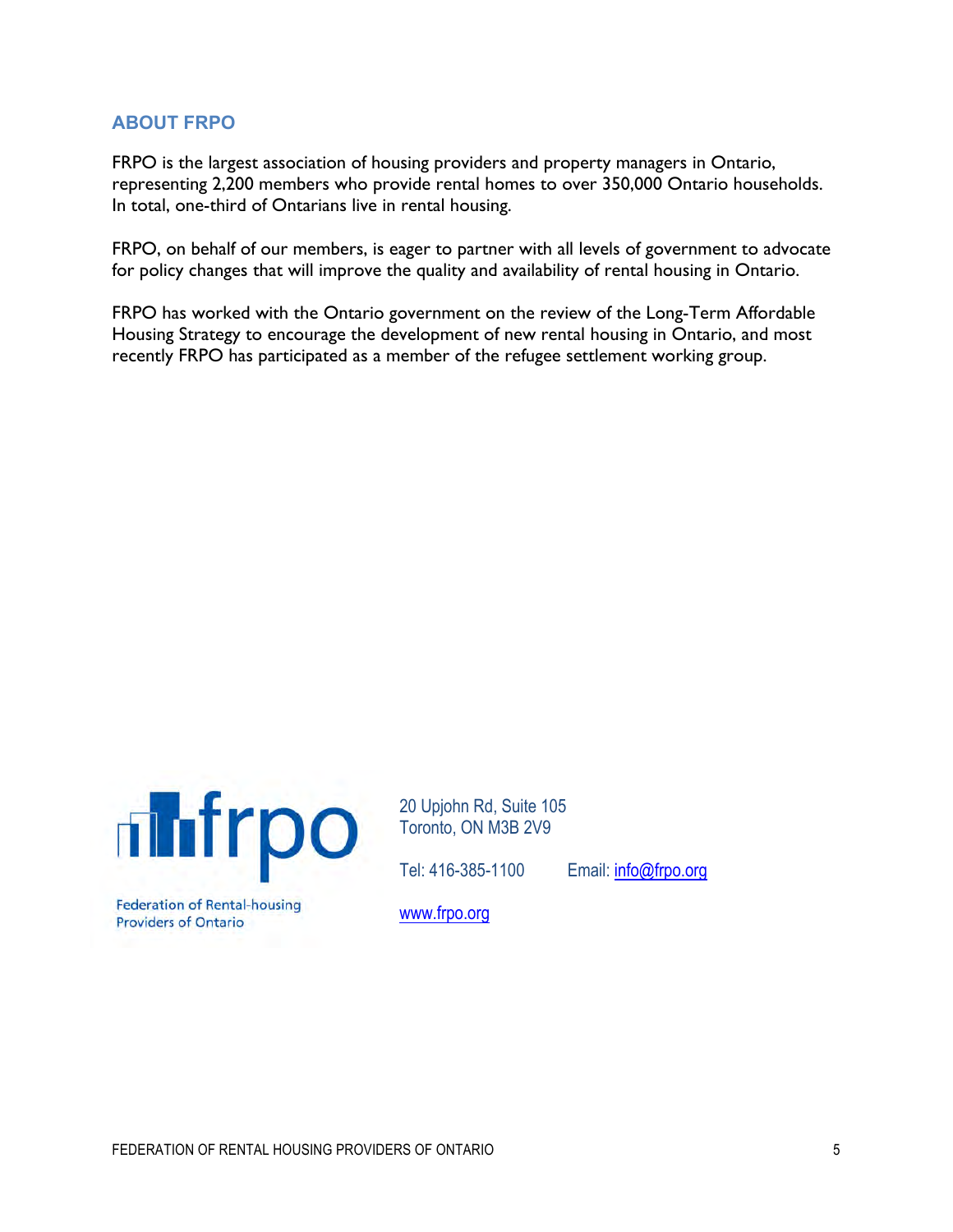## ABOUT FRPO

FRPO is the largest association of housing providers and property managers in Ontario, representing 2,200 members who provide rental homes to over 350,000 Ontario households. In total, one-third of Ontarians live in rental housing.

FRPO, on behalf of our members, is eager to partner with all levels of government to advocate for policy changes that will improve the quality and availability of rental housing in Ontario.

FRPO has worked with the Ontario government on the review of the Long-Term Affordable Housing Strategy to encourage the development of new rental housing in Ontario, and most recently FRPO has participated as a member of the refugee settlement working group.

frpo

Federation of Rental-housing Providers of Ontario

20 Upjohn Rd, Suite 105
Toronto, ON M3B 2V9

Tel: 416-385-1100 Email: info@frpo.org

www.frpo.org